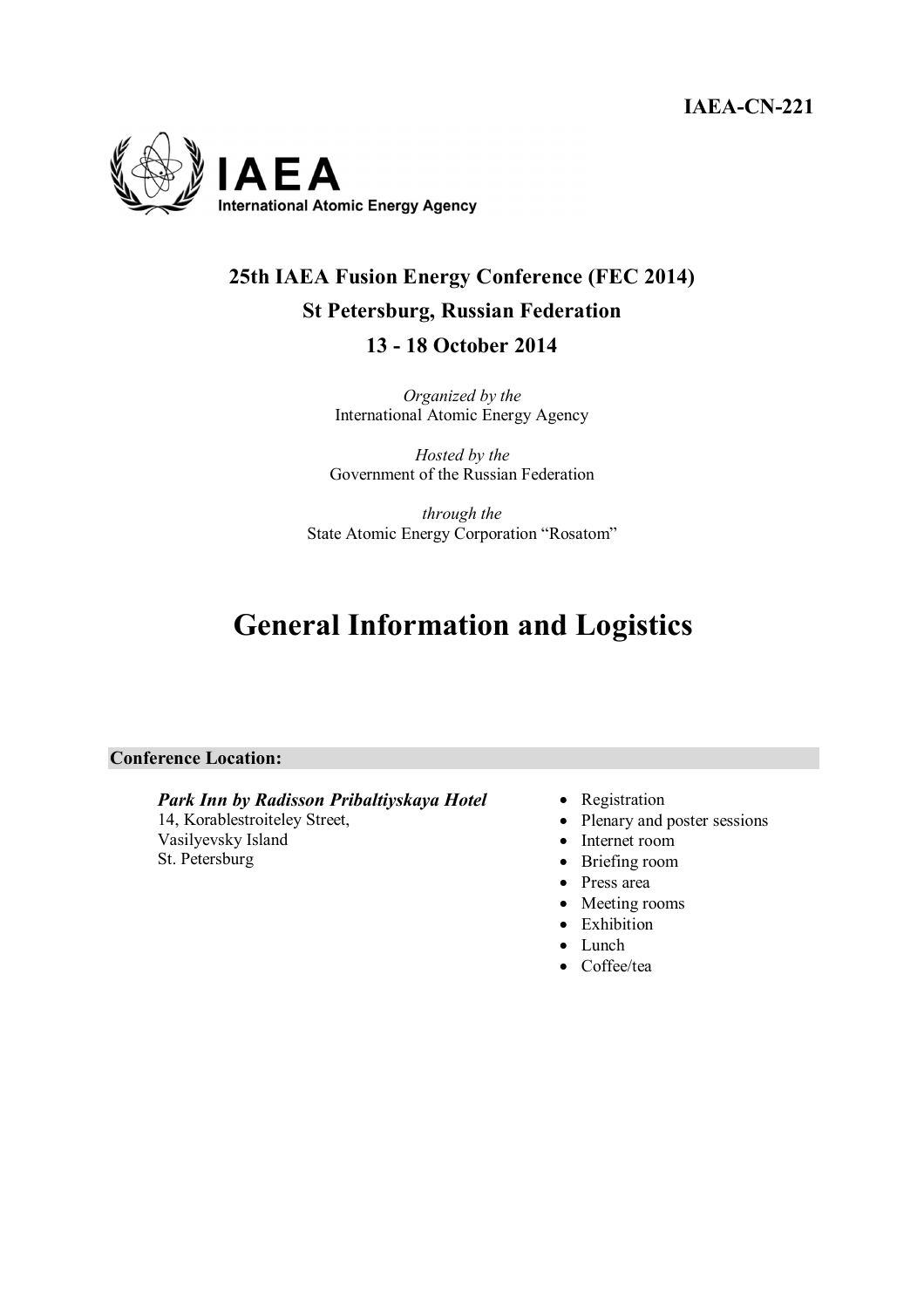**IAEA-CN-221**

IAEA
International Atomic Energy Agency

## 25th IAEA Fusion Energy Conference (FEC 2014)

## St Petersburg, Russian Federation

## 13 - 18 October 2014

*Organized by the*
International Atomic Energy Agency

*Hosted by the*
Government of the Russian Federation

*through the*
State Atomic Energy Corporation "Rosatom"

# General Information and Logistics

### Conference Location:

***Park Inn by Radisson Pribaltiyskaya Hotel***
14, Korablestroiteley Street,
Vasilyevsky Island
St. Petersburg

- Registration
- Plenary and poster sessions
- Internet room
- Briefing room
- Press area
- Meeting rooms
- Exhibition
- Lunch
- Coffee/tea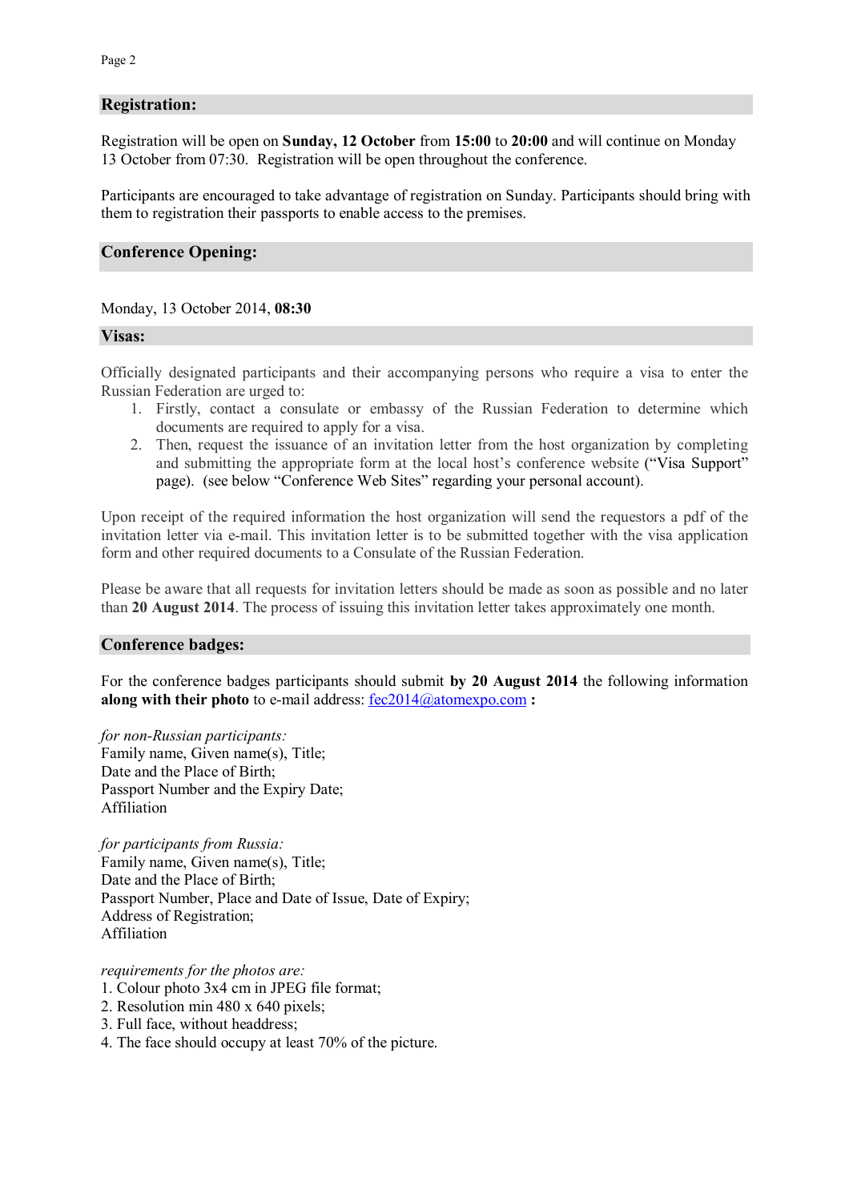## Registration:

Registration will be open on **Sunday, 12 October** from **15:00** to **20:00** and will continue on Monday 13 October from 07:30. Registration will be open throughout the conference.

Participants are encouraged to take advantage of registration on Sunday. Participants should bring with them to registration their passports to enable access to the premises.

## Conference Opening:

Monday, 13 October 2014, **08:30**

## Visas:

Officially designated participants and their accompanying persons who require a visa to enter the Russian Federation are urged to:

1. Firstly, contact a consulate or embassy of the Russian Federation to determine which documents are required to apply for a visa.
2. Then, request the issuance of an invitation letter from the host organization by completing and submitting the appropriate form at the local host's conference website ("Visa Support" page). (see below "Conference Web Sites" regarding your personal account).

Upon receipt of the required information the host organization will send the requestors a pdf of the invitation letter via e-mail. This invitation letter is to be submitted together with the visa application form and other required documents to a Consulate of the Russian Federation.

Please be aware that all requests for invitation letters should be made as soon as possible and no later than **20 August 2014**. The process of issuing this invitation letter takes approximately one month.

## Conference badges:

For the conference badges participants should submit **by 20 August 2014** the following information **along with their photo** to e-mail address: fec2014@atomexpo.com **:**

*for non-Russian participants:*
Family name, Given name(s), Title;
Date and the Place of Birth;
Passport Number and the Expiry Date;
Affiliation

*for participants from Russia:*
Family name, Given name(s), Title;
Date and the Place of Birth;
Passport Number, Place and Date of Issue, Date of Expiry;
Address of Registration;
Affiliation

*requirements for the photos are:*
1. Colour photo 3x4 cm in JPEG file format;
2. Resolution min 480 x 640 pixels;
3. Full face, without headdress;
4. The face should occupy at least 70% of the picture.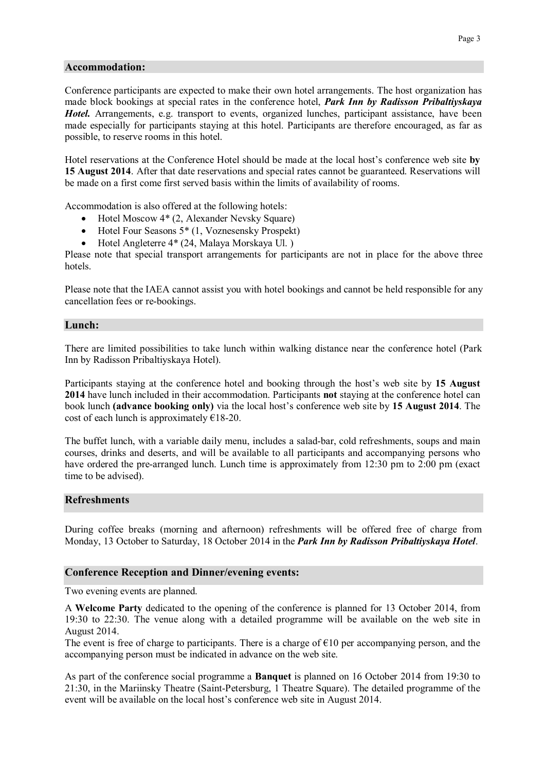## Accommodation:

Conference participants are expected to make their own hotel arrangements. The host organization has made block bookings at special rates in the conference hotel, ***Park Inn by Radisson Pribaltiyskaya Hotel.*** Arrangements, e.g. transport to events, organized lunches, participant assistance, have been made especially for participants staying at this hotel. Participants are therefore encouraged, as far as possible, to reserve rooms in this hotel.

Hotel reservations at the Conference Hotel should be made at the local host's conference web site **by 15 August 2014**. After that date reservations and special rates cannot be guaranteed. Reservations will be made on a first come first served basis within the limits of availability of rooms.

Accommodation is also offered at the following hotels:

- Hotel Moscow 4* (2, Alexander Nevsky Square)
- Hotel Four Seasons 5* (1, Voznesensky Prospekt)
- Hotel Angleterre 4* (24, Malaya Morskaya Ul. )

Please note that special transport arrangements for participants are not in place for the above three hotels.

Please note that the IAEA cannot assist you with hotel bookings and cannot be held responsible for any cancellation fees or re-bookings.

## Lunch:

There are limited possibilities to take lunch within walking distance near the conference hotel (Park Inn by Radisson Pribaltiyskaya Hotel).

Participants staying at the conference hotel and booking through the host's web site by **15 August 2014** have lunch included in their accommodation. Participants **not** staying at the conference hotel can book lunch **(advance booking only)** via the local host's conference web site by **15 August 2014**. The cost of each lunch is approximately €18-20.

The buffet lunch, with a variable daily menu, includes a salad-bar, cold refreshments, soups and main courses, drinks and deserts, and will be available to all participants and accompanying persons who have ordered the pre-arranged lunch. Lunch time is approximately from 12:30 pm to 2:00 pm (exact time to be advised).

## Refreshments

During coffee breaks (morning and afternoon) refreshments will be offered free of charge from Monday, 13 October to Saturday, 18 October 2014 in the ***Park Inn by Radisson Pribaltiyskaya Hotel***.

## Conference Reception and Dinner/evening events:

Two evening events are planned.

A **Welcome Party** dedicated to the opening of the conference is planned for 13 October 2014, from 19:30 to 22:30. The venue along with a detailed programme will be available on the web site in August 2014.

The event is free of charge to participants. There is a charge of €10 per accompanying person, and the accompanying person must be indicated in advance on the web site.

As part of the conference social programme a **Banquet** is planned on 16 October 2014 from 19:30 to 21:30, in the Mariinsky Theatre (Saint-Petersburg, 1 Theatre Square). The detailed programme of the event will be available on the local host's conference web site in August 2014.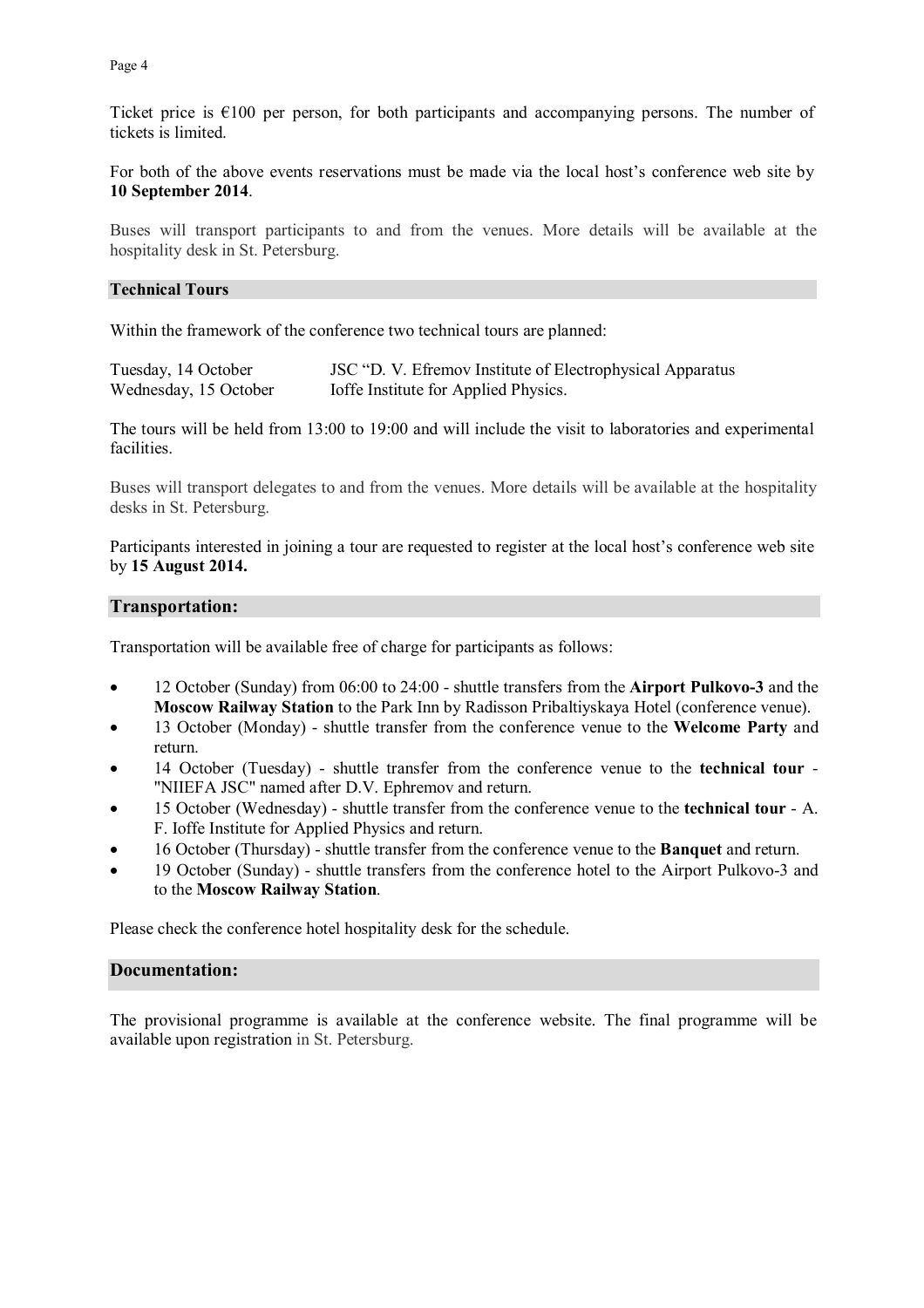Ticket price is €100 per person, for both participants and accompanying persons. The number of tickets is limited.

For both of the above events reservations must be made via the local host's conference web site by **10 September 2014**.

Buses will transport participants to and from the venues. More details will be available at the hospitality desk in St. Petersburg.

## Technical Tours

Within the framework of the conference two technical tours are planned:

| | |
|---|---|
| Tuesday, 14 October | JSC "D. V. Efremov Institute of Electrophysical Apparatus |
| Wednesday, 15 October | Ioffe Institute for Applied Physics. |

The tours will be held from 13:00 to 19:00 and will include the visit to laboratories and experimental facilities.

Buses will transport delegates to and from the venues. More details will be available at the hospitality desks in St. Petersburg.

Participants interested in joining a tour are requested to register at the local host's conference web site by **15 August 2014.**

## Transportation:

Transportation will be available free of charge for participants as follows:

- 12 October (Sunday) from 06:00 to 24:00 - shuttle transfers from the **Airport Pulkovo-3** and the **Moscow Railway Station** to the Park Inn by Radisson Pribaltiyskaya Hotel (conference venue).
- 13 October (Monday) - shuttle transfer from the conference venue to the **Welcome Party** and return.
- 14 October (Tuesday) - shuttle transfer from the conference venue to the **technical tour** - "NIIEFA JSC" named after D.V. Ephremov and return.
- 15 October (Wednesday) - shuttle transfer from the conference venue to the **technical tour** - A. F. Ioffe Institute for Applied Physics and return.
- 16 October (Thursday) - shuttle transfer from the conference venue to the **Banquet** and return.
- 19 October (Sunday) - shuttle transfers from the conference hotel to the Airport Pulkovo-3 and to the **Moscow Railway Station**.

Please check the conference hotel hospitality desk for the schedule.

## Documentation:

The provisional programme is available at the conference website. The final programme will be available upon registration in St. Petersburg.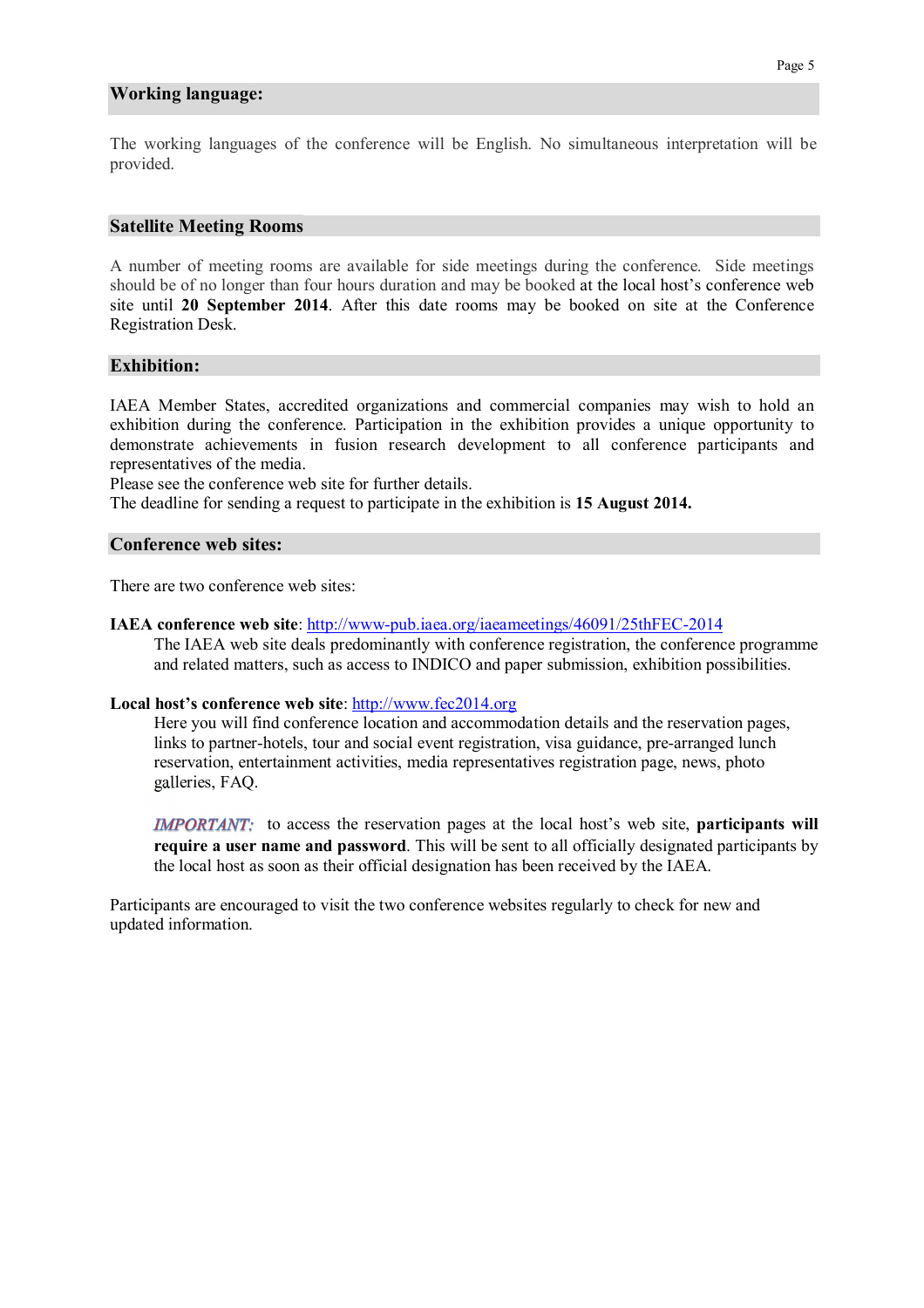## Working language:

The working languages of the conference will be English. No simultaneous interpretation will be provided.

## Satellite Meeting Rooms

A number of meeting rooms are available for side meetings during the conference. Side meetings should be of no longer than four hours duration and may be booked at the local host's conference web site until **20 September 2014**. After this date rooms may be booked on site at the Conference Registration Desk.

## Exhibition:

IAEA Member States, accredited organizations and commercial companies may wish to hold an exhibition during the conference. Participation in the exhibition provides a unique opportunity to demonstrate achievements in fusion research development to all conference participants and representatives of the media.

Please see the conference web site for further details.

The deadline for sending a request to participate in the exhibition is **15 August 2014.**

## Conference web sites:

There are two conference web sites:

**IAEA conference web site**: http://www-pub.iaea.org/iaeameetings/46091/25thFEC-2014

The IAEA web site deals predominantly with conference registration, the conference programme and related matters, such as access to INDICO and paper submission, exhibition possibilities.

**Local host's conference web site**: http://www.fec2014.org

Here you will find conference location and accommodation details and the reservation pages, links to partner-hotels, tour and social event registration, visa guidance, pre-arranged lunch reservation, entertainment activities, media representatives registration page, news, photo galleries, FAQ.

***IMPORTANT:*** to access the reservation pages at the local host's web site, **participants will require a user name and password**. This will be sent to all officially designated participants by the local host as soon as their official designation has been received by the IAEA.

Participants are encouraged to visit the two conference websites regularly to check for new and updated information.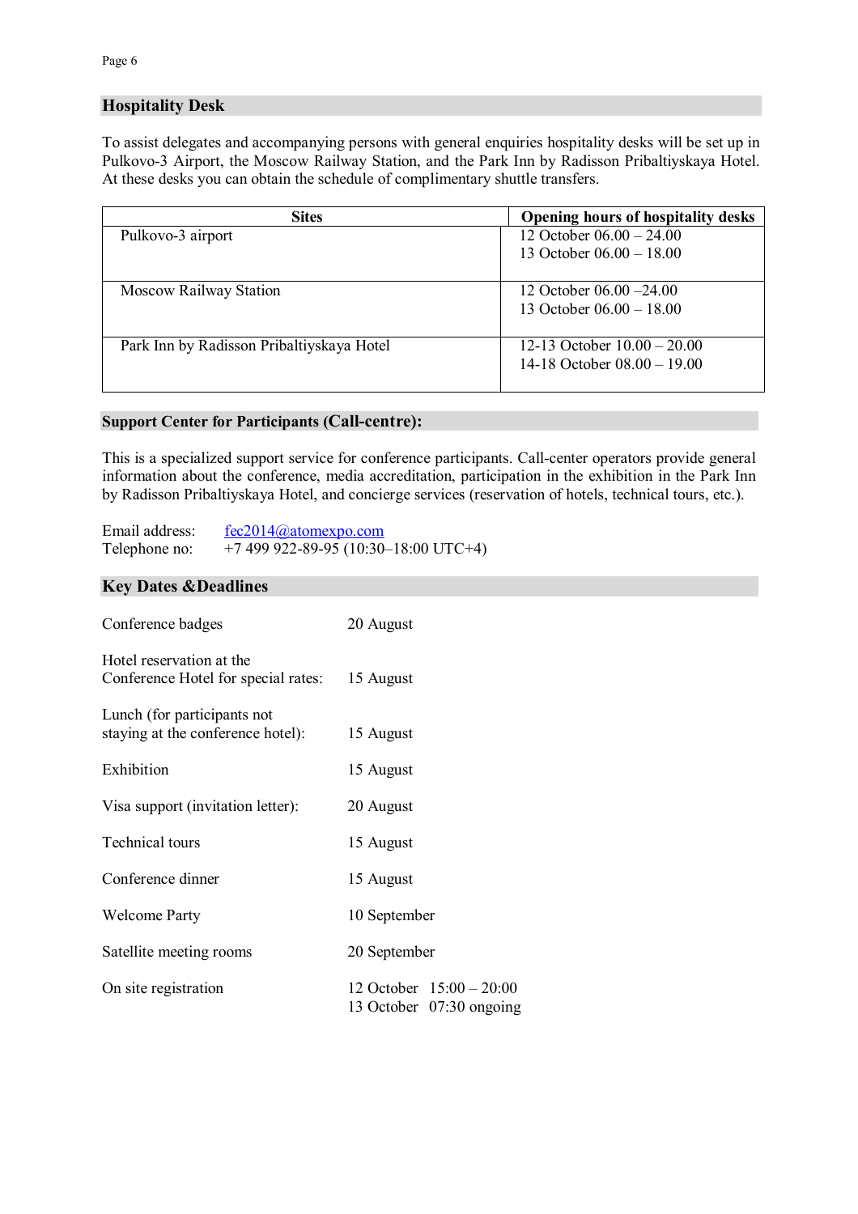## Hospitality Desk

To assist delegates and accompanying persons with general enquiries hospitality desks will be set up in Pulkovo-3 Airport, the Moscow Railway Station, and the Park Inn by Radisson Pribaltiyskaya Hotel. At these desks you can obtain the schedule of complimentary shuttle transfers.

| Sites | Opening hours of hospitality desks |
|---|---|
| Pulkovo-3 airport | 12 October 06.00 – 24.00<br>13 October 06.00 – 18.00 |
| Moscow Railway Station | 12 October 06.00 –24.00<br>13 October 06.00 – 18.00 |
| Park Inn by Radisson Pribaltiyskaya Hotel | 12-13 October 10.00 – 20.00<br>14-18 October 08.00 – 19.00 |

## Support Center for Participants (Call-centre):

This is a specialized support service for conference participants. Call-center operators provide general information about the conference, media accreditation, participation in the exhibition in the Park Inn by Radisson Pribaltiyskaya Hotel, and concierge services (reservation of hotels, technical tours, etc.).

Email address: fec2014@atomexpo.com
Telephone no: +7 499 922-89-95 (10:30–18:00 UTC+4)

## Key Dates &Deadlines

| | |
|---|---|
| Conference badges | 20 August |
| Hotel reservation at the Conference Hotel for special rates: | 15 August |
| Lunch (for participants not staying at the conference hotel): | 15 August |
| Exhibition | 15 August |
| Visa support (invitation letter): | 20 August |
| Technical tours | 15 August |
| Conference dinner | 15 August |
| Welcome Party | 10 September |
| Satellite meeting rooms | 20 September |
| On site registration | 12 October 15:00 – 20:00<br>13 October 07:30 ongoing |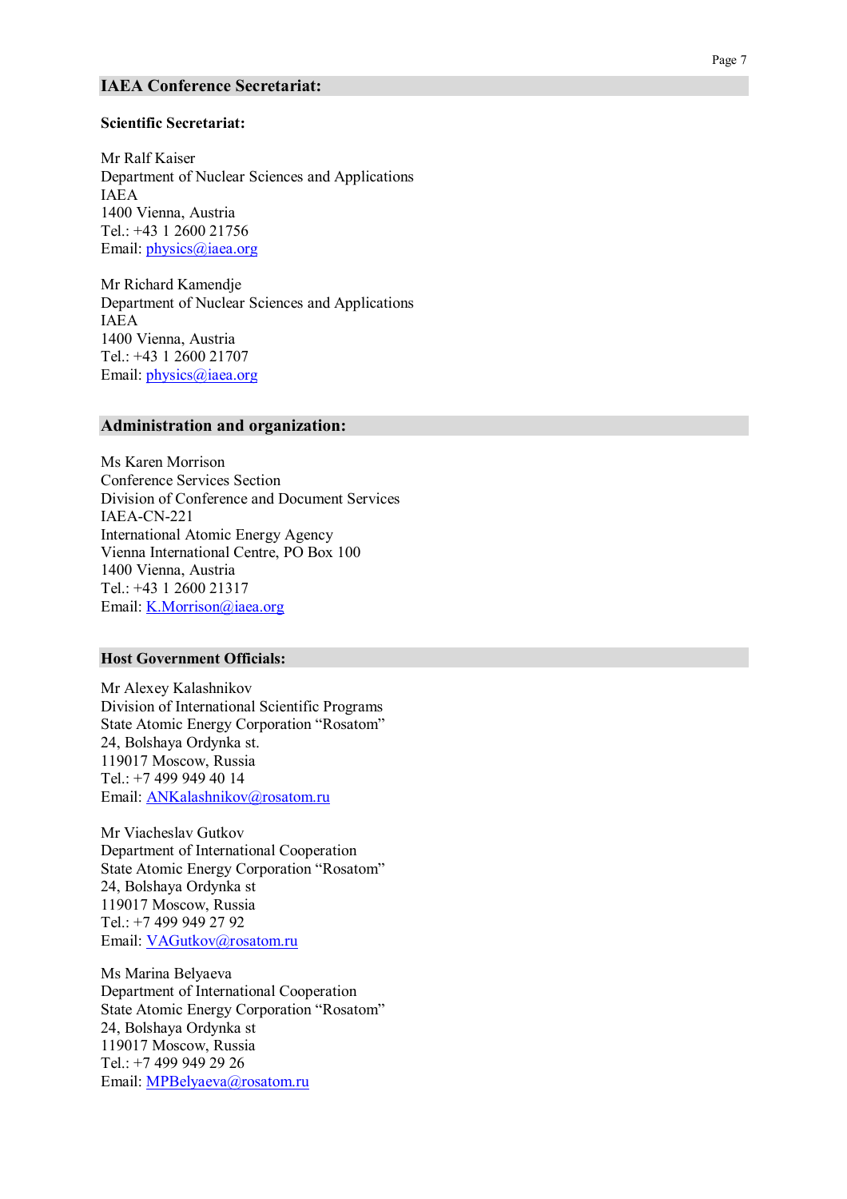## IAEA Conference Secretariat:

**Scientific Secretariat:**

Mr Ralf Kaiser
Department of Nuclear Sciences and Applications
IAEA
1400 Vienna, Austria
Tel.: +43 1 2600 21756
Email: physics@iaea.org

Mr Richard Kamendje
Department of Nuclear Sciences and Applications
IAEA
1400 Vienna, Austria
Tel.: +43 1 2600 21707
Email: physics@iaea.org

## Administration and organization:

Ms Karen Morrison
Conference Services Section
Division of Conference and Document Services
IAEA-CN-221
International Atomic Energy Agency
Vienna International Centre, PO Box 100
1400 Vienna, Austria
Tel.: +43 1 2600 21317
Email: K.Morrison@iaea.org

## Host Government Officials:

Mr Alexey Kalashnikov
Division of International Scientific Programs
State Atomic Energy Corporation "Rosatom"
24, Bolshaya Ordynka st.
119017 Moscow, Russia
Tel.: +7 499 949 40 14
Email: ANKalashnikov@rosatom.ru

Mr Viacheslav Gutkov
Department of International Cooperation
State Atomic Energy Corporation "Rosatom"
24, Bolshaya Ordynka st
119017 Moscow, Russia
Tel.: +7 499 949 27 92
Email: VAGutkov@rosatom.ru

Ms Marina Belyaeva
Department of International Cooperation
State Atomic Energy Corporation "Rosatom"
24, Bolshaya Ordynka st
119017 Moscow, Russia
Tel.: +7 499 949 29 26
Email: MPBelyaeva@rosatom.ru